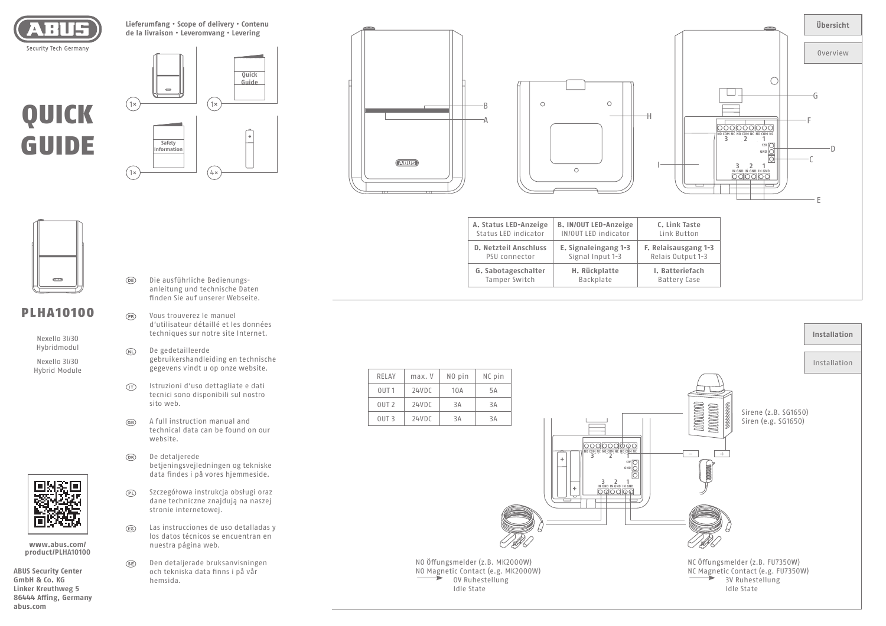# QUICK GUIDE

ABUS Security Tech Germany

**Lieferumfang • Scope of delivery • Contenu de la livraison • Leveromvang • Levering**

- 1×
- 1× Quick Guide
- 1× Safety Information
- 4×

## PLHA10100

Nexello 3I/3O Hybridmodul

Nexello 3I/3O Hybrid Module

**www.abus.com/ product/PLHA10100**

**ABUS Security Center GmbH & Co. KG**
**Linker Kreuthweg 5**
**86444 Affing, Germany**
**abus.com**

(DE) Die ausführliche Bedienungsanleitung und technische Daten finden Sie auf unserer Webseite.

(FR) Vous trouverez le manuel d'utilisateur détaillé et les données techniques sur notre site Internet.

(NL) De gedetailleerde gebruikershandleiding en technische gegevens vindt u op onze website.

(IT) Istruzioni d'uso dettagliate e dati tecnici sono disponibili sul nostro sito web.

(GB) A full instruction manual and technical data can be found on our website.

(DK) De detaljerede betjeningsvejledningen og tekniske data findes i på vores hjemmeside.

(PL) Szczegółowa instrukcja obsługi oraz dane techniczne znajdują na naszej stronie internetowej.

(ES) Las instrucciones de uso detalladas y los datos técnicos se encuentran en nuestra página web.

(SE) Den detaljerade bruksanvisningen och tekniska data finns i på vår hemsida.

## Übersicht

## Overview

| **A. Status LED-Anzeige** Status LED indicator | **B. IN/OUT LED-Anzeige** IN/OUT LED indicator | **C. Link Taste** Link Button |
|---|---|---|
| **D. Netzteil Anschluss** PSU connector | **E. Signaleingang 1-3** Signal Input 1-3 | **F. Relaisausgang 1-3** Relais Output 1-3 |
| **G. Sabotageschalter** Tamper Switch | **H. Rückplatte** Backplate | **I. Batteriefach** Battery Case |

## Installation

## Installation

| RELAY | max. V | NO pin | NC pin |
|---|---|---|---|
| OUT 1 | 24VDC | 10A | 5A |
| OUT 2 | 24VDC | 3A | 3A |
| OUT 3 | 24VDC | 3A | 3A |

Sirene (z.B. SG1650)
Siren (e.g. SG1650)

NO Öffungsmelder (z.B. MK2000W)
NO Magnetic Contact (e.g. MK2000W)
→ 0V Ruhestellung
Idle State

NC Öffungsmelder (z.B. FU7350W)
NC Magnetic Contact (e.g. FU7350W)
→ 3V Ruhestellung
Idle State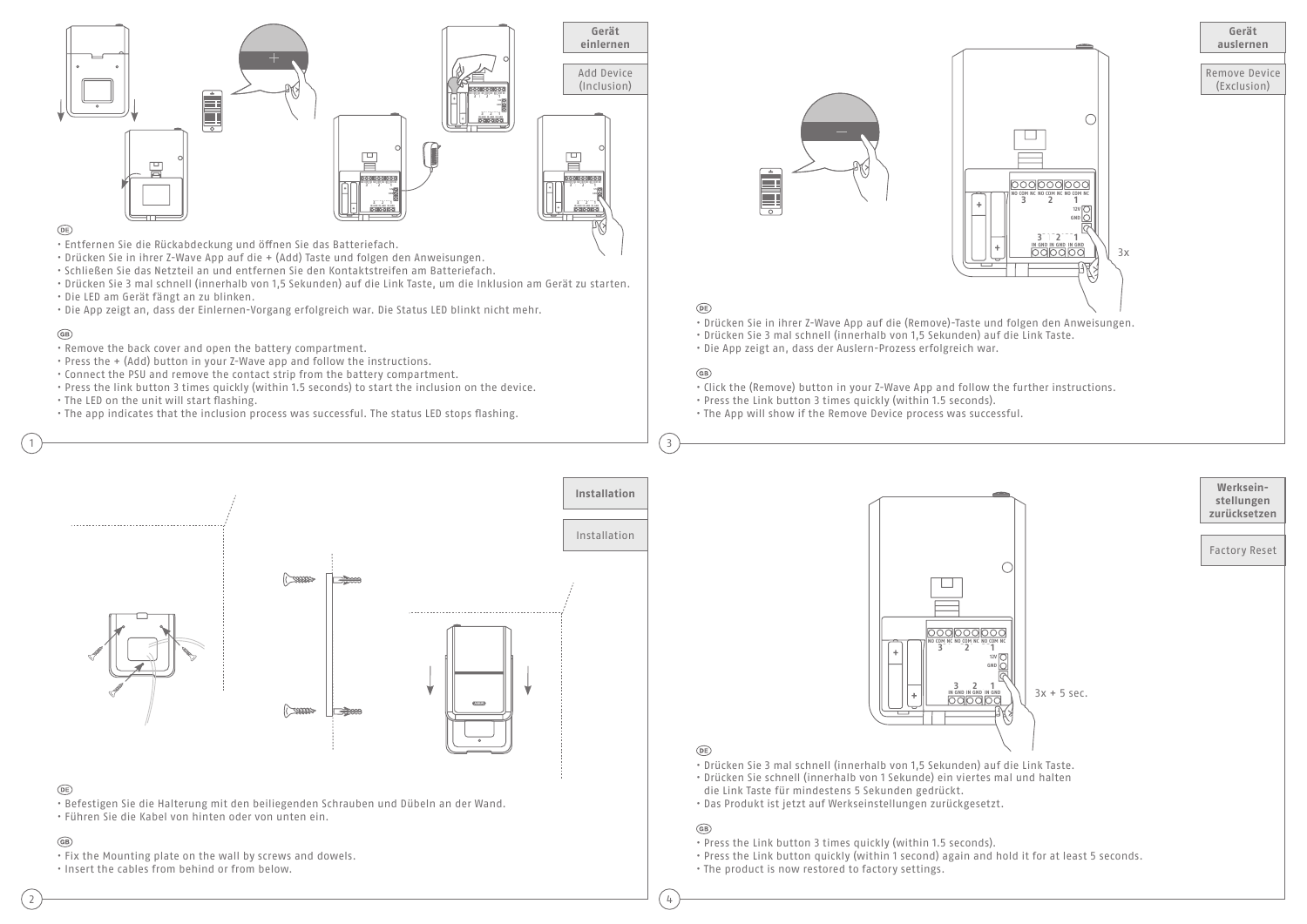## Gerät einlernen

## Add Device (Inclusion)

DE

- Entfernen Sie die Rückabdeckung und öffnen Sie das Batteriefach.
- Drücken Sie in ihrer Z-Wave App auf die + (Add) Taste und folgen den Anweisungen.
- Schließen Sie das Netzteil an und entfernen Sie den Kontaktstreifen am Batteriefach.
- Drücken Sie 3 mal schnell (innerhalb von 1,5 Sekunden) auf die Link Taste, um die Inklusion am Gerät zu starten.
- Die LED am Gerät fängt an zu blinken.
- Die App zeigt an, dass der Einlernen-Vorgang erfolgreich war. Die Status LED blinkt nicht mehr.

GB

- Remove the back cover and open the battery compartment.
- Press the + (Add) button in your Z-Wave app and follow the instructions.
- Connect the PSU and remove the contact strip from the battery compartment.
- Press the link button 3 times quickly (within 1.5 seconds) to start the inclusion on the device.
- The LED on the unit will start flashing.
- The app indicates that the inclusion process was successful. The status LED stops flashing.

## Installation

## Installation

DE

- Befestigen Sie die Halterung mit den beiliegenden Schrauben und Dübeln an der Wand.
- Führen Sie die Kabel von hinten oder von unten ein.

GB

- Fix the Mounting plate on the wall by screws and dowels.
- Insert the cables from behind or from below.

## Gerät auslernen

## Remove Device (Exclusion)

NO COM NC NO COM NC NO COM NC
3 2 1
12V
GND
3 2 1
IN GND IN GND IN GND
3x

DE

- Drücken Sie in ihrer Z-Wave App auf die (Remove)-Taste und folgen Sie den Anweisungen.
- Drücken Sie 3 mal schnell (innerhalb von 1,5 Sekunden) auf die Link Taste.
- Die App zeigt an, dass der Auslern-Prozess erfolgreich war.

GB

- Click the (Remove) button in your Z-Wave App and follow the further instructions.
- Press the Link button 3 times quickly (within 1.5 seconds).
- The App will show if the Remove Device process was successful.

## Werkseinstellungen zurücksetzen

## Factory Reset

NO COM NC NO COM NC NO COM NC
3 2 1
12V
GND
3 2 1
IN GND IN GND IN GND
3x + 5 sec.

DE

- Drücken Sie 3 mal schnell (innerhalb von 1,5 Sekunden) auf die Link Taste.
- Drücken Sie schnell (innerhalb von 1 Sekunde) ein viertes mal und halten die Link Taste für mindestens 5 Sekunden gedrückt.
- Das Produkt ist jetzt auf Werkseinstellungen zurückgesetzt.

GB

- Press the Link button 3 times quickly (within 1.5 seconds).
- Press the Link button quickly (within 1 second) again and hold it for at least 5 seconds.
- The product is now restored to factory settings.